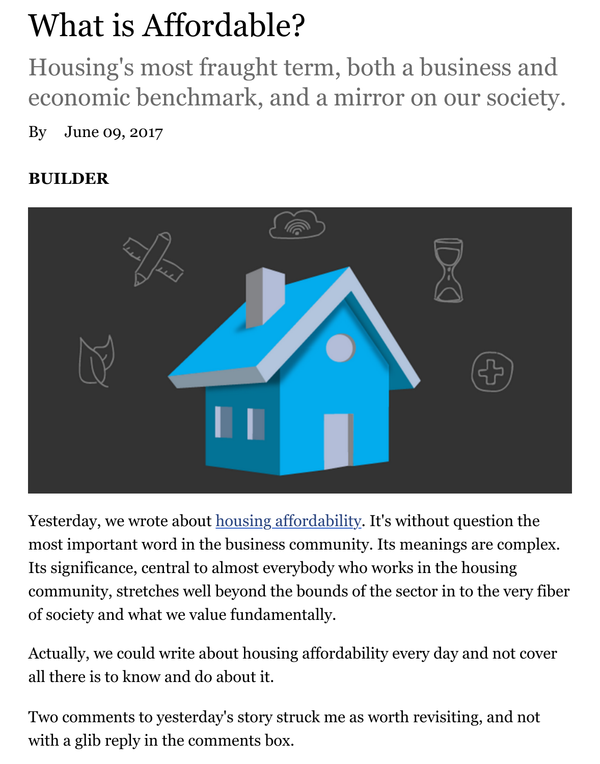# What is Affordable?

## Housing's most fraught term, both a business and economic benchmark, and a mirror on our society.

By June 09, 2017

**BUILDER**

Yesterday, we wrote about [housing affordability](). It's without question the most important word in the business community. Its meanings are complex. Its significance, central to almost everybody who works in the housing community, stretches well beyond the bounds of the sector in to the very fiber of society and what we value fundamentally.

Actually, we could write about housing affordability every day and not cover all there is to know and do about it.

Two comments to yesterday's story struck me as worth revisiting, and not with a glib reply in the comments box.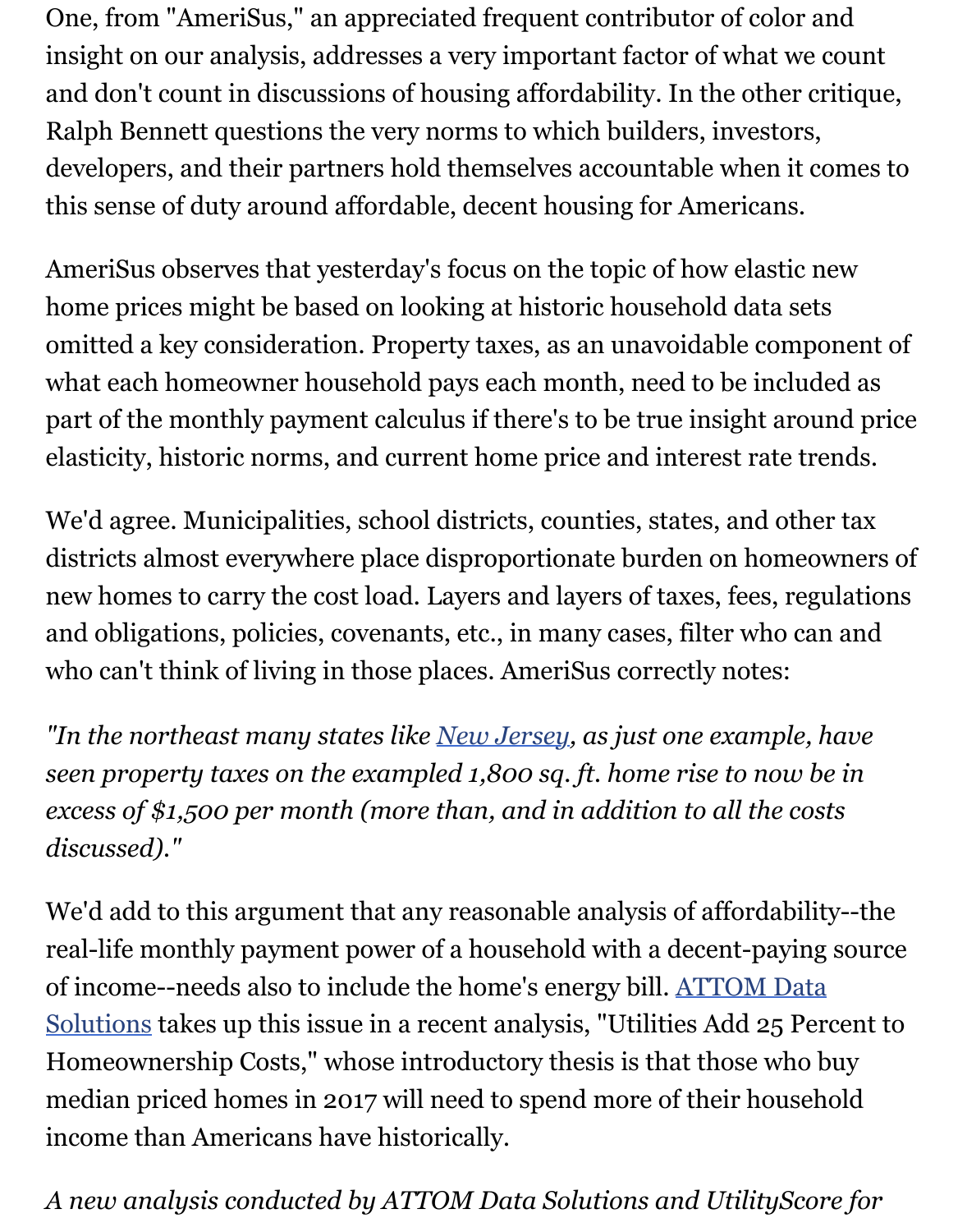One, from "AmeriSus," an appreciated frequent contributor of color and insight on our analysis, addresses a very important factor of what we count and don't count in discussions of housing affordability. In the other critique, Ralph Bennett questions the very norms to which builders, investors, developers, and their partners hold themselves accountable when it comes to this sense of duty around affordable, decent housing for Americans.

AmeriSus observes that yesterday's focus on the topic of how elastic new home prices might be based on looking at historic household data sets omitted a key consideration. Property taxes, as an unavoidable component of what each homeowner household pays each month, need to be included as part of the monthly payment calculus if there's to be true insight around price elasticity, historic norms, and current home price and interest rate trends.

We'd agree. Municipalities, school districts, counties, states, and other tax districts almost everywhere place disproportionate burden on homeowners of new homes to carry the cost load. Layers and layers of taxes, fees, regulations and obligations, policies, covenants, etc., in many cases, filter who can and who can't think of living in those places. AmeriSus correctly notes:

*"In the northeast many states like New Jersey, as just one example, have seen property taxes on the exampled 1,800 sq. ft. home rise to now be in excess of $1,500 per month (more than, and in addition to all the costs discussed)."*

We'd add to this argument that any reasonable analysis of affordability--the real-life monthly payment power of a household with a decent-paying source of income--needs also to include the home's energy bill. ATTOM Data Solutions takes up this issue in a recent analysis, "Utilities Add 25 Percent to Homeownership Costs," whose introductory thesis is that those who buy median priced homes in 2017 will need to spend more of their household income than Americans have historically.

*A new analysis conducted by ATTOM Data Solutions and UtilityScore for*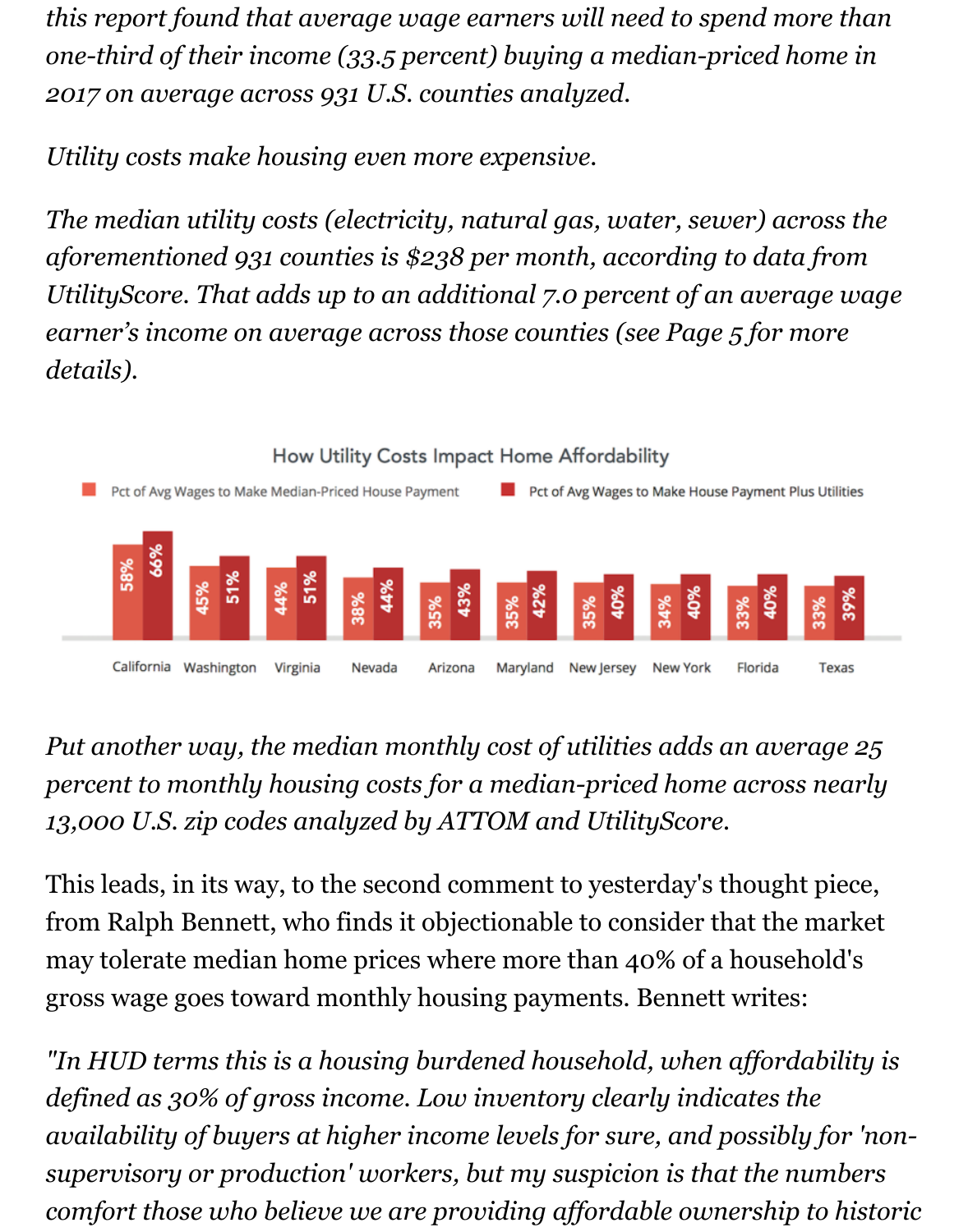*this report found that average wage earners will need to spend more than one-third of their income (33.5 percent) buying a median-priced home in 2017 on average across 931 U.S. counties analyzed.*

*Utility costs make housing even more expensive.*

*The median utility costs (electricity, natural gas, water, sewer) across the aforementioned 931 counties is $238 per month, according to data from UtilityScore. That adds up to an additional 7.0 percent of an average wage earner's income on average across those counties (see Page 5 for more details).*

How Utility Costs Impact Home Affordability

| | Pct of Avg Wages to Make Median-Priced House Payment | Pct of Avg Wages to Make House Payment Plus Utilities |
|---|---|---|
| California | 58% | 66% |
| Washington | 45% | 51% |
| Virginia | 44% | 51% |
| Nevada | 38% | 44% |
| Arizona | 35% | 43% |
| Maryland | 35% | 42% |
| New Jersey | 35% | 40% |
| New York | 34% | 40% |
| Florida | 33% | 40% |
| Texas | 33% | 39% |

*Put another way, the median monthly cost of utilities adds an average 25 percent to monthly housing costs for a median-priced home across nearly 13,000 U.S. zip codes analyzed by ATTOM and UtilityScore.*

This leads, in its way, to the second comment to yesterday's thought piece, from Ralph Bennett, who finds it objectionable to consider that the market may tolerate median home prices where more than 40% of a household's gross wage goes toward monthly housing payments. Bennett writes:

*"In HUD terms this is a housing burdened household, when affordability is defined as 30% of gross income. Low inventory clearly indicates the availability of buyers at higher income levels for sure, and possibly for 'non-supervisory or production' workers, but my suspicion is that the numbers comfort those who believe we are providing affordable ownership to historic*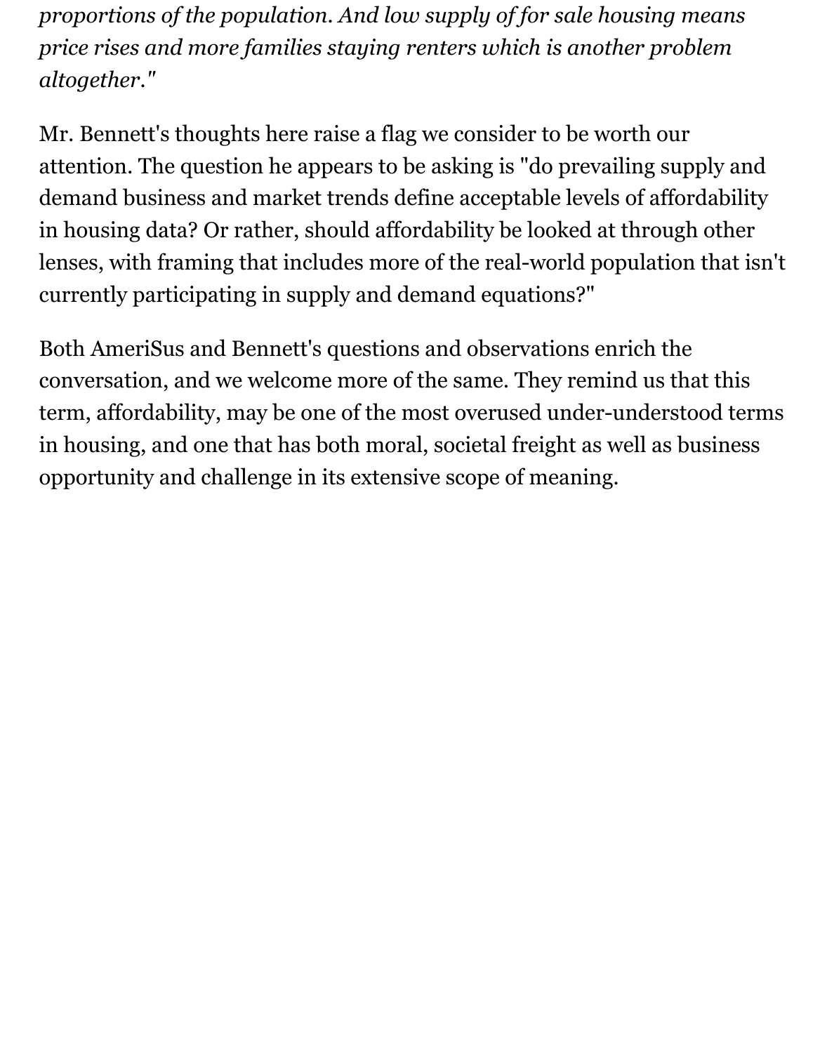*proportions of the population. And low supply of for sale housing means price rises and more families staying renters which is another problem altogether."*

Mr. Bennett's thoughts here raise a flag we consider to be worth our attention. The question he appears to be asking is "do prevailing supply and demand business and market trends define acceptable levels of affordability in housing data? Or rather, should affordability be looked at through other lenses, with framing that includes more of the real-world population that isn't currently participating in supply and demand equations?"

Both AmeriSus and Bennett's questions and observations enrich the conversation, and we welcome more of the same. They remind us that this term, affordability, may be one of the most overused under-understood terms in housing, and one that has both moral, societal freight as well as business opportunity and challenge in its extensive scope of meaning.